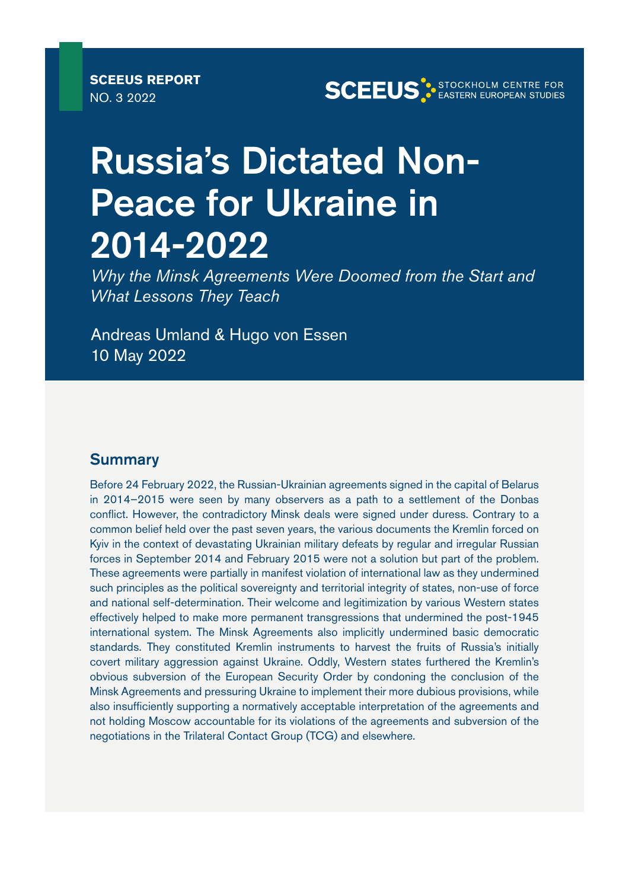**SCEEUS REPORT**
NO. 3 2022

SCEEUS STOCKHOLM CENTRE FOR EASTERN EUROPEAN STUDIES

# Russia's Dictated Non-Peace for Ukraine in 2014-2022

*Why the Minsk Agreements Were Doomed from the Start and What Lessons They Teach*

Andreas Umland & Hugo von Essen
10 May 2022

## Summary

Before 24 February 2022, the Russian-Ukrainian agreements signed in the capital of Belarus in 2014–2015 were seen by many observers as a path to a settlement of the Donbas conflict. However, the contradictory Minsk deals were signed under duress. Contrary to a common belief held over the past seven years, the various documents the Kremlin forced on Kyiv in the context of devastating Ukrainian military defeats by regular and irregular Russian forces in September 2014 and February 2015 were not a solution but part of the problem. These agreements were partially in manifest violation of international law as they undermined such principles as the political sovereignty and territorial integrity of states, non-use of force and national self-determination. Their welcome and legitimization by various Western states effectively helped to make more permanent transgressions that undermined the post-1945 international system. The Minsk Agreements also implicitly undermined basic democratic standards. They constituted Kremlin instruments to harvest the fruits of Russia's initially covert military aggression against Ukraine. Oddly, Western states furthered the Kremlin's obvious subversion of the European Security Order by condoning the conclusion of the Minsk Agreements and pressuring Ukraine to implement their more dubious provisions, while also insufficiently supporting a normatively acceptable interpretation of the agreements and not holding Moscow accountable for its violations of the agreements and subversion of the negotiations in the Trilateral Contact Group (TCG) and elsewhere.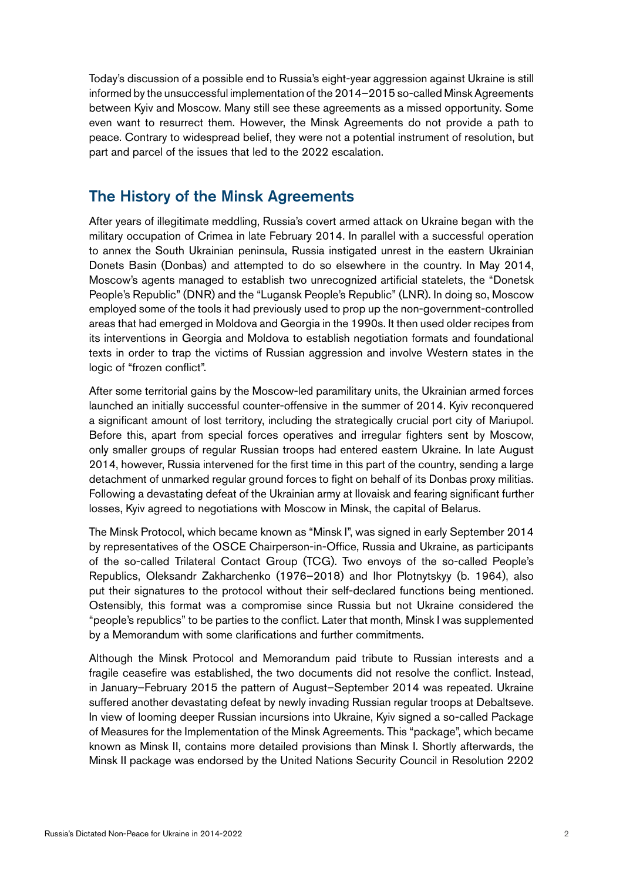Today's discussion of a possible end to Russia's eight-year aggression against Ukraine is still informed by the unsuccessful implementation of the 2014–2015 so-called Minsk Agreements between Kyiv and Moscow. Many still see these agreements as a missed opportunity. Some even want to resurrect them. However, the Minsk Agreements do not provide a path to peace. Contrary to widespread belief, they were not a potential instrument of resolution, but part and parcel of the issues that led to the 2022 escalation.

## The History of the Minsk Agreements

After years of illegitimate meddling, Russia's covert armed attack on Ukraine began with the military occupation of Crimea in late February 2014. In parallel with a successful operation to annex the South Ukrainian peninsula, Russia instigated unrest in the eastern Ukrainian Donets Basin (Donbas) and attempted to do so elsewhere in the country. In May 2014, Moscow's agents managed to establish two unrecognized artificial statelets, the "Donetsk People's Republic" (DNR) and the "Lugansk People's Republic" (LNR). In doing so, Moscow employed some of the tools it had previously used to prop up the non-government-controlled areas that had emerged in Moldova and Georgia in the 1990s. It then used older recipes from its interventions in Georgia and Moldova to establish negotiation formats and foundational texts in order to trap the victims of Russian aggression and involve Western states in the logic of "frozen conflict".

After some territorial gains by the Moscow-led paramilitary units, the Ukrainian armed forces launched an initially successful counter-offensive in the summer of 2014. Kyiv reconquered a significant amount of lost territory, including the strategically crucial port city of Mariupol. Before this, apart from special forces operatives and irregular fighters sent by Moscow, only smaller groups of regular Russian troops had entered eastern Ukraine. In late August 2014, however, Russia intervened for the first time in this part of the country, sending a large detachment of unmarked regular ground forces to fight on behalf of its Donbas proxy militias. Following a devastating defeat of the Ukrainian army at Ilovaisk and fearing significant further losses, Kyiv agreed to negotiations with Moscow in Minsk, the capital of Belarus.

The Minsk Protocol, which became known as "Minsk I", was signed in early September 2014 by representatives of the OSCE Chairperson-in-Office, Russia and Ukraine, as participants of the so-called Trilateral Contact Group (TCG). Two envoys of the so-called People's Republics, Oleksandr Zakharchenko (1976–2018) and Ihor Plotnytskyy (b. 1964), also put their signatures to the protocol without their self-declared functions being mentioned. Ostensibly, this format was a compromise since Russia but not Ukraine considered the "people's republics" to be parties to the conflict. Later that month, Minsk I was supplemented by a Memorandum with some clarifications and further commitments.

Although the Minsk Protocol and Memorandum paid tribute to Russian interests and a fragile ceasefire was established, the two documents did not resolve the conflict. Instead, in January–February 2015 the pattern of August–September 2014 was repeated. Ukraine suffered another devastating defeat by newly invading Russian regular troops at Debaltseve. In view of looming deeper Russian incursions into Ukraine, Kyiv signed a so-called Package of Measures for the Implementation of the Minsk Agreements. This "package", which became known as Minsk II, contains more detailed provisions than Minsk I. Shortly afterwards, the Minsk II package was endorsed by the United Nations Security Council in Resolution 2202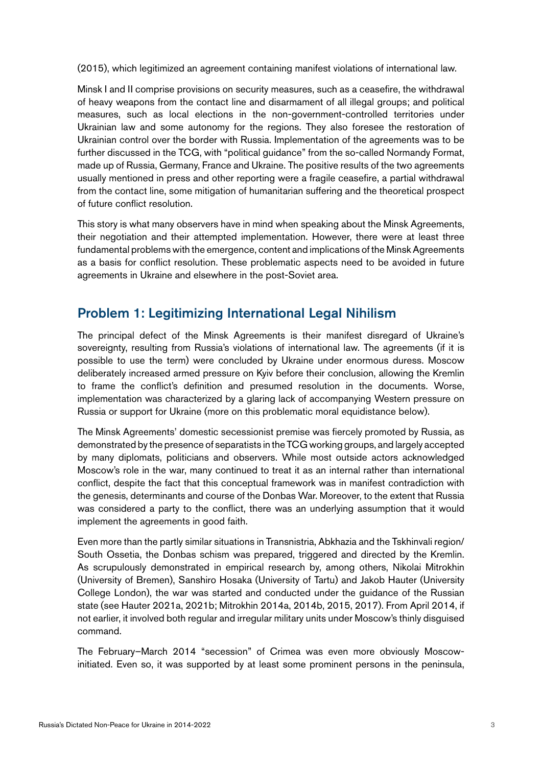(2015), which legitimized an agreement containing manifest violations of international law.

Minsk I and II comprise provisions on security measures, such as a ceasefire, the withdrawal of heavy weapons from the contact line and disarmament of all illegal groups; and political measures, such as local elections in the non-government-controlled territories under Ukrainian law and some autonomy for the regions. They also foresee the restoration of Ukrainian control over the border with Russia. Implementation of the agreements was to be further discussed in the TCG, with "political guidance" from the so-called Normandy Format, made up of Russia, Germany, France and Ukraine. The positive results of the two agreements usually mentioned in press and other reporting were a fragile ceasefire, a partial withdrawal from the contact line, some mitigation of humanitarian suffering and the theoretical prospect of future conflict resolution.

This story is what many observers have in mind when speaking about the Minsk Agreements, their negotiation and their attempted implementation. However, there were at least three fundamental problems with the emergence, content and implications of the Minsk Agreements as a basis for conflict resolution. These problematic aspects need to be avoided in future agreements in Ukraine and elsewhere in the post-Soviet area.

## Problem 1: Legitimizing International Legal Nihilism

The principal defect of the Minsk Agreements is their manifest disregard of Ukraine's sovereignty, resulting from Russia's violations of international law. The agreements (if it is possible to use the term) were concluded by Ukraine under enormous duress. Moscow deliberately increased armed pressure on Kyiv before their conclusion, allowing the Kremlin to frame the conflict's definition and presumed resolution in the documents. Worse, implementation was characterized by a glaring lack of accompanying Western pressure on Russia or support for Ukraine (more on this problematic moral equidistance below).

The Minsk Agreements' domestic secessionist premise was fiercely promoted by Russia, as demonstrated by the presence of separatists in the TCG working groups, and largely accepted by many diplomats, politicians and observers. While most outside actors acknowledged Moscow's role in the war, many continued to treat it as an internal rather than international conflict, despite the fact that this conceptual framework was in manifest contradiction with the genesis, determinants and course of the Donbas War. Moreover, to the extent that Russia was considered a party to the conflict, there was an underlying assumption that it would implement the agreements in good faith.

Even more than the partly similar situations in Transnistria, Abkhazia and the Tskhinvali region/South Ossetia, the Donbas schism was prepared, triggered and directed by the Kremlin. As scrupulously demonstrated in empirical research by, among others, Nikolai Mitrokhin (University of Bremen), Sanshiro Hosaka (University of Tartu) and Jakob Hauter (University College London), the war was started and conducted under the guidance of the Russian state (see Hauter 2021a, 2021b; Mitrokhin 2014a, 2014b, 2015, 2017). From April 2014, if not earlier, it involved both regular and irregular military units under Moscow's thinly disguised command.

The February–March 2014 "secession" of Crimea was even more obviously Moscow-initiated. Even so, it was supported by at least some prominent persons in the peninsula,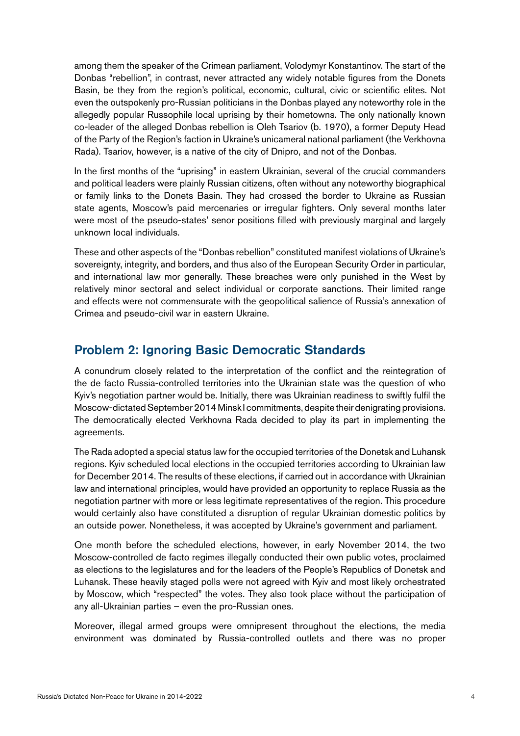among them the speaker of the Crimean parliament, Volodymyr Konstantinov. The start of the Donbas "rebellion", in contrast, never attracted any widely notable figures from the Donets Basin, be they from the region's political, economic, cultural, civic or scientific elites. Not even the outspokenly pro-Russian politicians in the Donbas played any noteworthy role in the allegedly popular Russophile local uprising by their hometowns. The only nationally known co-leader of the alleged Donbas rebellion is Oleh Tsariov (b. 1970), a former Deputy Head of the Party of the Region's faction in Ukraine's unicameral national parliament (the Verkhovna Rada). Tsariov, however, is a native of the city of Dnipro, and not of the Donbas.

In the first months of the "uprising" in eastern Ukrainian, several of the crucial commanders and political leaders were plainly Russian citizens, often without any noteworthy biographical or family links to the Donets Basin. They had crossed the border to Ukraine as Russian state agents, Moscow's paid mercenaries or irregular fighters. Only several months later were most of the pseudo-states' senor positions filled with previously marginal and largely unknown local individuals.

These and other aspects of the "Donbas rebellion" constituted manifest violations of Ukraine's sovereignty, integrity, and borders, and thus also of the European Security Order in particular, and international law mor generally. These breaches were only punished in the West by relatively minor sectoral and select individual or corporate sanctions. Their limited range and effects were not commensurate with the geopolitical salience of Russia's annexation of Crimea and pseudo-civil war in eastern Ukraine.

## Problem 2: Ignoring Basic Democratic Standards

A conundrum closely related to the interpretation of the conflict and the reintegration of the de facto Russia-controlled territories into the Ukrainian state was the question of who Kyiv's negotiation partner would be. Initially, there was Ukrainian readiness to swiftly fulfil the Moscow-dictated September 2014 Minsk I commitments, despite their denigrating provisions. The democratically elected Verkhovna Rada decided to play its part in implementing the agreements.

The Rada adopted a special status law for the occupied territories of the Donetsk and Luhansk regions. Kyiv scheduled local elections in the occupied territories according to Ukrainian law for December 2014. The results of these elections, if carried out in accordance with Ukrainian law and international principles, would have provided an opportunity to replace Russia as the negotiation partner with more or less legitimate representatives of the region. This procedure would certainly also have constituted a disruption of regular Ukrainian domestic politics by an outside power. Nonetheless, it was accepted by Ukraine's government and parliament.

One month before the scheduled elections, however, in early November 2014, the two Moscow-controlled de facto regimes illegally conducted their own public votes, proclaimed as elections to the legislatures and for the leaders of the People's Republics of Donetsk and Luhansk. These heavily staged polls were not agreed with Kyiv and most likely orchestrated by Moscow, which "respected" the votes. They also took place without the participation of any all-Ukrainian parties – even the pro-Russian ones.

Moreover, illegal armed groups were omnipresent throughout the elections, the media environment was dominated by Russia-controlled outlets and there was no proper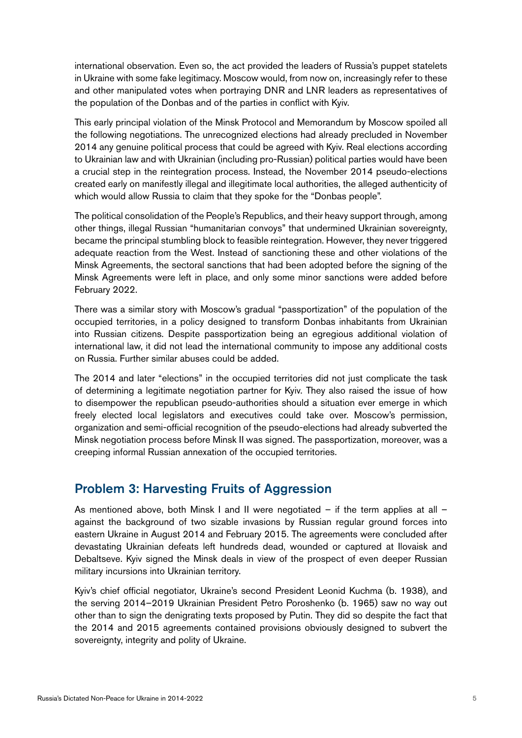international observation. Even so, the act provided the leaders of Russia's puppet statelets in Ukraine with some fake legitimacy. Moscow would, from now on, increasingly refer to these and other manipulated votes when portraying DNR and LNR leaders as representatives of the population of the Donbas and of the parties in conflict with Kyiv.

This early principal violation of the Minsk Protocol and Memorandum by Moscow spoiled all the following negotiations. The unrecognized elections had already precluded in November 2014 any genuine political process that could be agreed with Kyiv. Real elections according to Ukrainian law and with Ukrainian (including pro-Russian) political parties would have been a crucial step in the reintegration process. Instead, the November 2014 pseudo-elections created early on manifestly illegal and illegitimate local authorities, the alleged authenticity of which would allow Russia to claim that they spoke for the "Donbas people".

The political consolidation of the People's Republics, and their heavy support through, among other things, illegal Russian "humanitarian convoys" that undermined Ukrainian sovereignty, became the principal stumbling block to feasible reintegration. However, they never triggered adequate reaction from the West. Instead of sanctioning these and other violations of the Minsk Agreements, the sectoral sanctions that had been adopted before the signing of the Minsk Agreements were left in place, and only some minor sanctions were added before February 2022.

There was a similar story with Moscow's gradual "passportization" of the population of the occupied territories, in a policy designed to transform Donbas inhabitants from Ukrainian into Russian citizens. Despite passportization being an egregious additional violation of international law, it did not lead the international community to impose any additional costs on Russia. Further similar abuses could be added.

The 2014 and later "elections" in the occupied territories did not just complicate the task of determining a legitimate negotiation partner for Kyiv. They also raised the issue of how to disempower the republican pseudo-authorities should a situation ever emerge in which freely elected local legislators and executives could take over. Moscow's permission, organization and semi-official recognition of the pseudo-elections had already subverted the Minsk negotiation process before Minsk II was signed. The passportization, moreover, was a creeping informal Russian annexation of the occupied territories.

## Problem 3: Harvesting Fruits of Aggression

As mentioned above, both Minsk I and II were negotiated – if the term applies at all – against the background of two sizable invasions by Russian regular ground forces into eastern Ukraine in August 2014 and February 2015. The agreements were concluded after devastating Ukrainian defeats left hundreds dead, wounded or captured at Ilovaisk and Debaltseve. Kyiv signed the Minsk deals in view of the prospect of even deeper Russian military incursions into Ukrainian territory.

Kyiv's chief official negotiator, Ukraine's second President Leonid Kuchma (b. 1938), and the serving 2014–2019 Ukrainian President Petro Poroshenko (b. 1965) saw no way out other than to sign the denigrating texts proposed by Putin. They did so despite the fact that the 2014 and 2015 agreements contained provisions obviously designed to subvert the sovereignty, integrity and polity of Ukraine.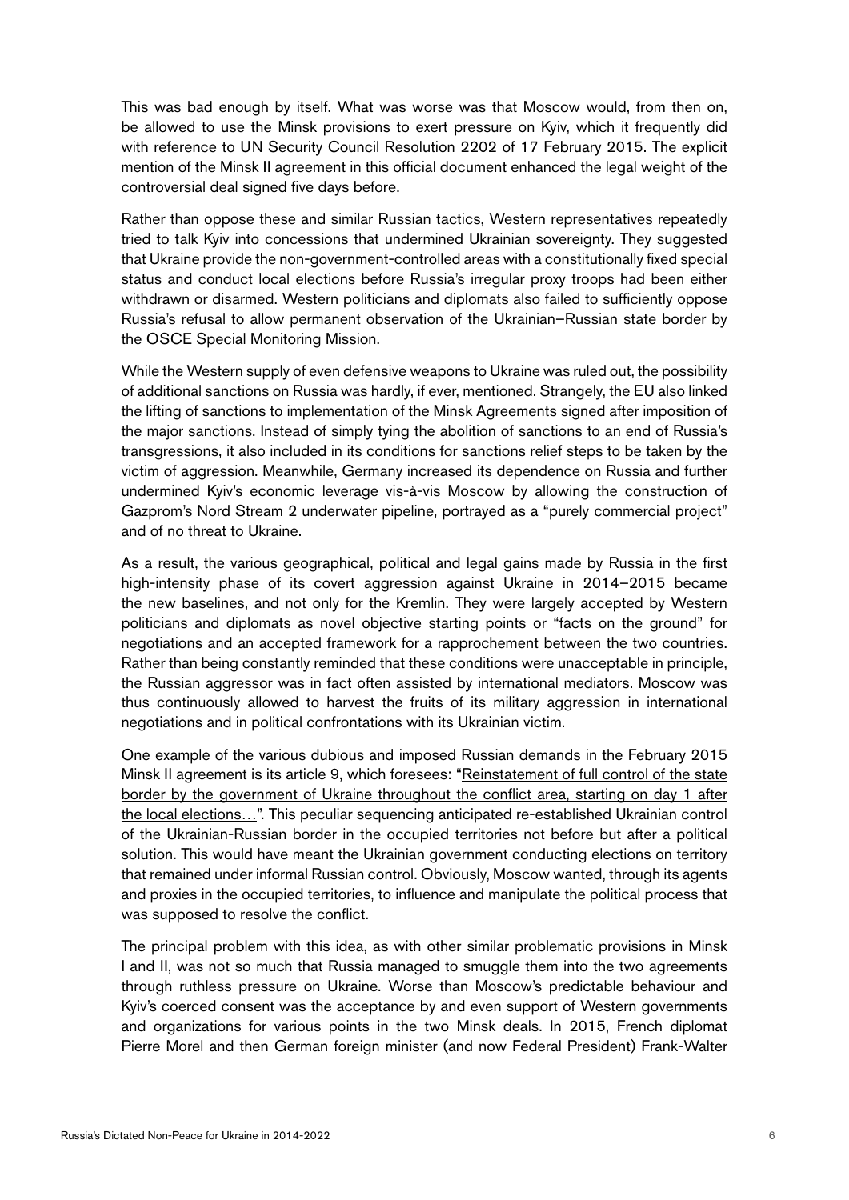This was bad enough by itself. What was worse was that Moscow would, from then on, be allowed to use the Minsk provisions to exert pressure on Kyiv, which it frequently did with reference to UN Security Council Resolution 2202 of 17 February 2015. The explicit mention of the Minsk II agreement in this official document enhanced the legal weight of the controversial deal signed five days before.

Rather than oppose these and similar Russian tactics, Western representatives repeatedly tried to talk Kyiv into concessions that undermined Ukrainian sovereignty. They suggested that Ukraine provide the non-government-controlled areas with a constitutionally fixed special status and conduct local elections before Russia's irregular proxy troops had been either withdrawn or disarmed. Western politicians and diplomats also failed to sufficiently oppose Russia's refusal to allow permanent observation of the Ukrainian–Russian state border by the OSCE Special Monitoring Mission.

While the Western supply of even defensive weapons to Ukraine was ruled out, the possibility of additional sanctions on Russia was hardly, if ever, mentioned. Strangely, the EU also linked the lifting of sanctions to implementation of the Minsk Agreements signed after imposition of the major sanctions. Instead of simply tying the abolition of sanctions to an end of Russia's transgressions, it also included in its conditions for sanctions relief steps to be taken by the victim of aggression. Meanwhile, Germany increased its dependence on Russia and further undermined Kyiv's economic leverage vis-à-vis Moscow by allowing the construction of Gazprom's Nord Stream 2 underwater pipeline, portrayed as a "purely commercial project" and of no threat to Ukraine.

As a result, the various geographical, political and legal gains made by Russia in the first high-intensity phase of its covert aggression against Ukraine in 2014–2015 became the new baselines, and not only for the Kremlin. They were largely accepted by Western politicians and diplomats as novel objective starting points or "facts on the ground" for negotiations and an accepted framework for a rapprochement between the two countries. Rather than being constantly reminded that these conditions were unacceptable in principle, the Russian aggressor was in fact often assisted by international mediators. Moscow was thus continuously allowed to harvest the fruits of its military aggression in international negotiations and in political confrontations with its Ukrainian victim.

One example of the various dubious and imposed Russian demands in the February 2015 Minsk II agreement is its article 9, which foresees: "Reinstatement of full control of the state border by the government of Ukraine throughout the conflict area, starting on day 1 after the local elections…". This peculiar sequencing anticipated re-established Ukrainian control of the Ukrainian-Russian border in the occupied territories not before but after a political solution. This would have meant the Ukrainian government conducting elections on territory that remained under informal Russian control. Obviously, Moscow wanted, through its agents and proxies in the occupied territories, to influence and manipulate the political process that was supposed to resolve the conflict.

The principal problem with this idea, as with other similar problematic provisions in Minsk I and II, was not so much that Russia managed to smuggle them into the two agreements through ruthless pressure on Ukraine. Worse than Moscow's predictable behaviour and Kyiv's coerced consent was the acceptance by and even support of Western governments and organizations for various points in the two Minsk deals. In 2015, French diplomat Pierre Morel and then German foreign minister (and now Federal President) Frank-Walter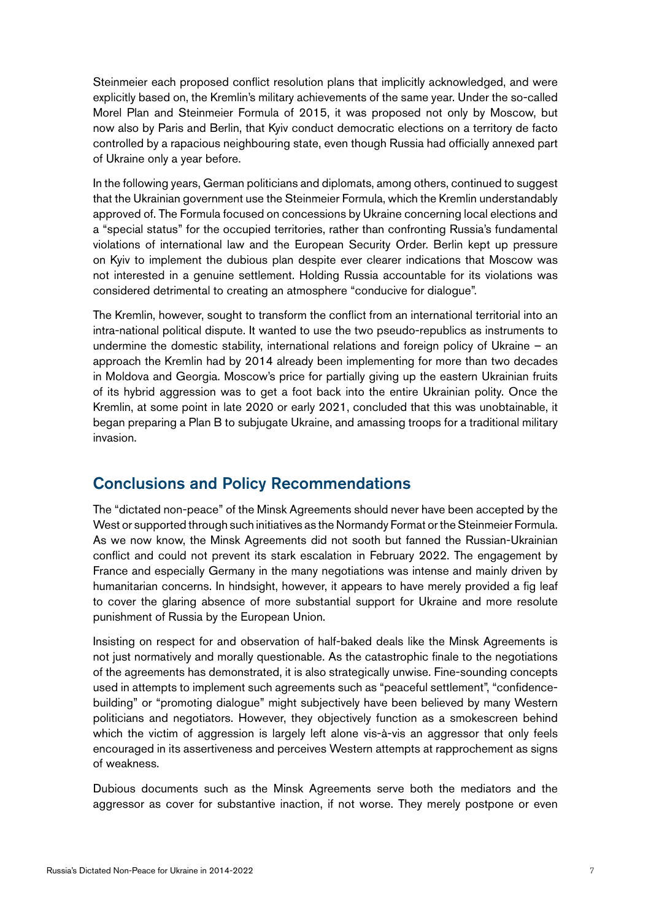Steinmeier each proposed conflict resolution plans that implicitly acknowledged, and were explicitly based on, the Kremlin's military achievements of the same year. Under the so-called Morel Plan and Steinmeier Formula of 2015, it was proposed not only by Moscow, but now also by Paris and Berlin, that Kyiv conduct democratic elections on a territory de facto controlled by a rapacious neighbouring state, even though Russia had officially annexed part of Ukraine only a year before.

In the following years, German politicians and diplomats, among others, continued to suggest that the Ukrainian government use the Steinmeier Formula, which the Kremlin understandably approved of. The Formula focused on concessions by Ukraine concerning local elections and a "special status" for the occupied territories, rather than confronting Russia's fundamental violations of international law and the European Security Order. Berlin kept up pressure on Kyiv to implement the dubious plan despite ever clearer indications that Moscow was not interested in a genuine settlement. Holding Russia accountable for its violations was considered detrimental to creating an atmosphere "conducive for dialogue".

The Kremlin, however, sought to transform the conflict from an international territorial into an intra-national political dispute. It wanted to use the two pseudo-republics as instruments to undermine the domestic stability, international relations and foreign policy of Ukraine – an approach the Kremlin had by 2014 already been implementing for more than two decades in Moldova and Georgia. Moscow's price for partially giving up the eastern Ukrainian fruits of its hybrid aggression was to get a foot back into the entire Ukrainian polity. Once the Kremlin, at some point in late 2020 or early 2021, concluded that this was unobtainable, it began preparing a Plan B to subjugate Ukraine, and amassing troops for a traditional military invasion.

## Conclusions and Policy Recommendations

The "dictated non-peace" of the Minsk Agreements should never have been accepted by the West or supported through such initiatives as the Normandy Format or the Steinmeier Formula. As we now know, the Minsk Agreements did not sooth but fanned the Russian-Ukrainian conflict and could not prevent its stark escalation in February 2022. The engagement by France and especially Germany in the many negotiations was intense and mainly driven by humanitarian concerns. In hindsight, however, it appears to have merely provided a fig leaf to cover the glaring absence of more substantial support for Ukraine and more resolute punishment of Russia by the European Union.

Insisting on respect for and observation of half-baked deals like the Minsk Agreements is not just normatively and morally questionable. As the catastrophic finale to the negotiations of the agreements has demonstrated, it is also strategically unwise. Fine-sounding concepts used in attempts to implement such agreements such as "peaceful settlement", "confidence-building" or "promoting dialogue" might subjectively have been believed by many Western politicians and negotiators. However, they objectively function as a smokescreen behind which the victim of aggression is largely left alone vis-à-vis an aggressor that only feels encouraged in its assertiveness and perceives Western attempts at rapprochement as signs of weakness.

Dubious documents such as the Minsk Agreements serve both the mediators and the aggressor as cover for substantive inaction, if not worse. They merely postpone or even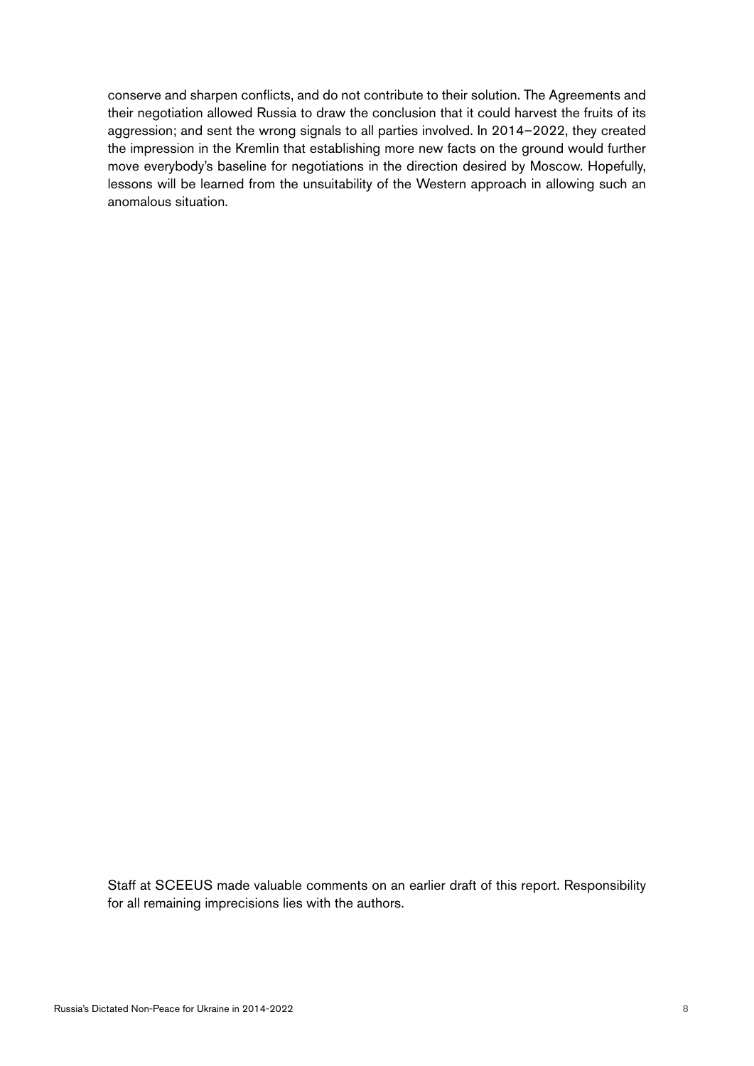conserve and sharpen conflicts, and do not contribute to their solution. The Agreements and their negotiation allowed Russia to draw the conclusion that it could harvest the fruits of its aggression; and sent the wrong signals to all parties involved. In 2014–2022, they created the impression in the Kremlin that establishing more new facts on the ground would further move everybody's baseline for negotiations in the direction desired by Moscow. Hopefully, lessons will be learned from the unsuitability of the Western approach in allowing such an anomalous situation.

Staff at SCEEUS made valuable comments on an earlier draft of this report. Responsibility for all remaining imprecisions lies with the authors.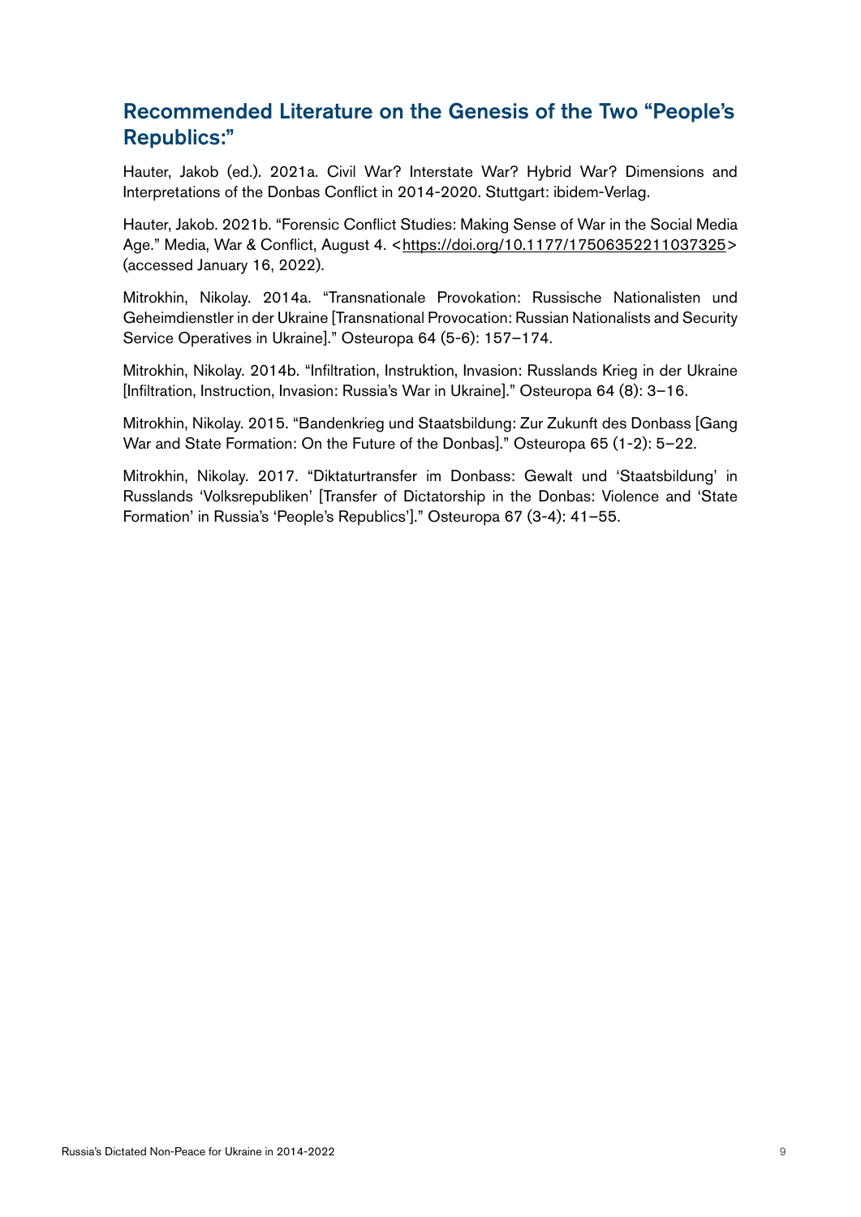## Recommended Literature on the Genesis of the Two "People's Republics:"

Hauter, Jakob (ed.). 2021a. Civil War? Interstate War? Hybrid War? Dimensions and Interpretations of the Donbas Conflict in 2014-2020. Stuttgart: ibidem-Verlag.

Hauter, Jakob. 2021b. "Forensic Conflict Studies: Making Sense of War in the Social Media Age." Media, War & Conflict, August 4. <https://doi.org/10.1177/17506352211037325> (accessed January 16, 2022).

Mitrokhin, Nikolay. 2014a. "Transnationale Provokation: Russische Nationalisten und Geheimdienstler in der Ukraine [Transnational Provocation: Russian Nationalists and Security Service Operatives in Ukraine]." Osteuropa 64 (5-6): 157–174.

Mitrokhin, Nikolay. 2014b. "Infiltration, Instruktion, Invasion: Russlands Krieg in der Ukraine [Infiltration, Instruction, Invasion: Russia's War in Ukraine]." Osteuropa 64 (8): 3–16.

Mitrokhin, Nikolay. 2015. "Bandenkrieg und Staatsbildung: Zur Zukunft des Donbass [Gang War and State Formation: On the Future of the Donbas]." Osteuropa 65 (1-2): 5–22.

Mitrokhin, Nikolay. 2017. "Diktaturtransfer im Donbass: Gewalt und 'Staatsbildung' in Russlands 'Volksrepubliken' [Transfer of Dictatorship in the Donbas: Violence and 'State Formation' in Russia's 'People's Republics']." Osteuropa 67 (3-4): 41–55.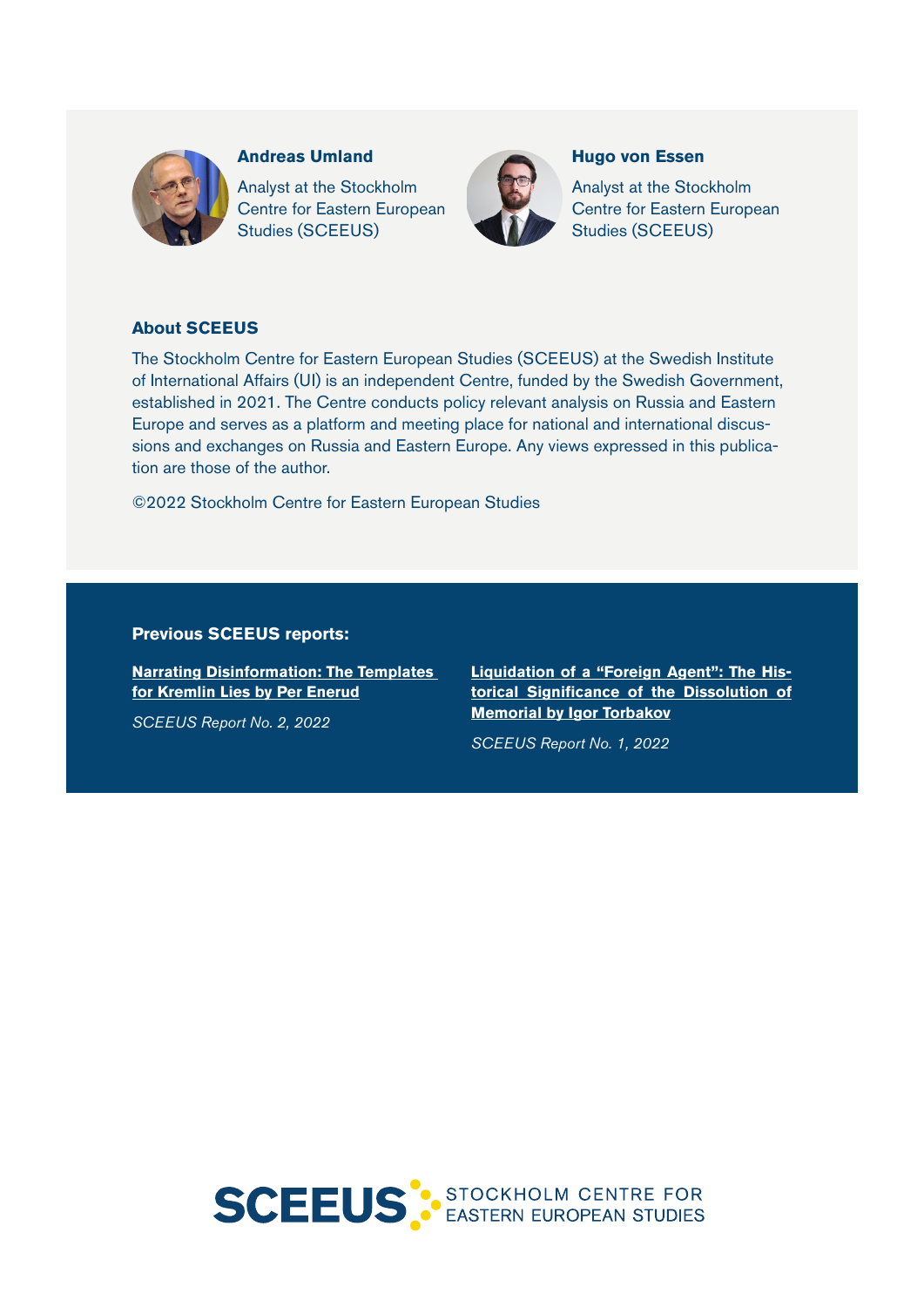**Andreas Umland**

Analyst at the Stockholm Centre for Eastern European Studies (SCEEUS)

**Hugo von Essen**

Analyst at the Stockholm Centre for Eastern European Studies (SCEEUS)

### About SCEEUS

The Stockholm Centre for Eastern European Studies (SCEEUS) at the Swedish Institute of International Affairs (UI) is an independent Centre, funded by the Swedish Government, established in 2021. The Centre conducts policy relevant analysis on Russia and Eastern Europe and serves as a platform and meeting place for national and international discussions and exchanges on Russia and Eastern Europe. Any views expressed in this publication are those of the author.

©2022 Stockholm Centre for Eastern European Studies

### Previous SCEEUS reports:

**Narrating Disinformation: The Templates for Kremlin Lies by Per Enerud**

*SCEEUS Report No. 2, 2022*

**Liquidation of a "Foreign Agent": The Historical Significance of the Dissolution of Memorial by Igor Torbakov**

*SCEEUS Report No. 1, 2022*

SCEEUS STOCKHOLM CENTRE FOR EASTERN EUROPEAN STUDIES